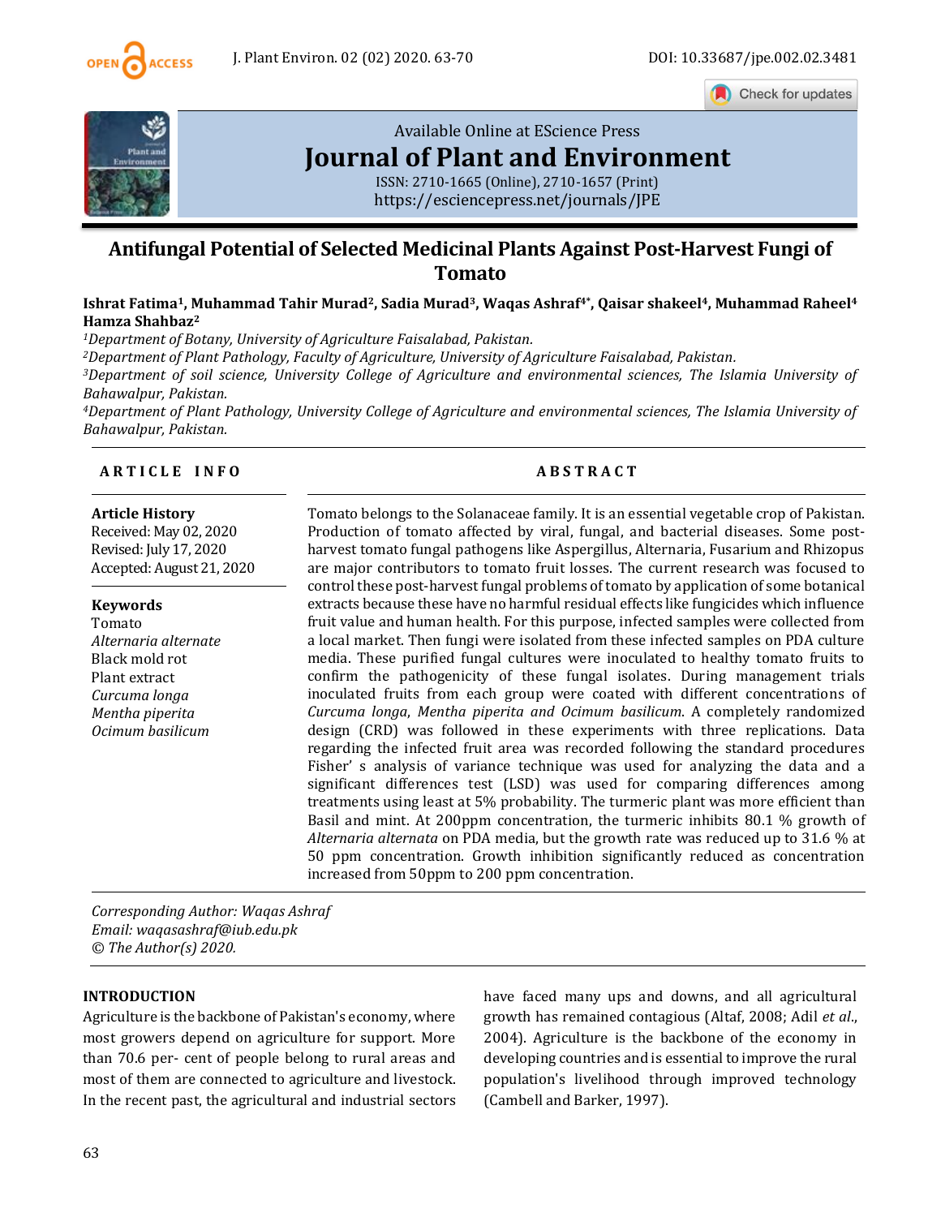Available Online at EScience Press

# Journal of Plant and Environment

ISSN: 2710-1665 (Online), 2710-1657 (Print)
https://esciencepress.net/journals/JPE

## Antifungal Potential of Selected Medicinal Plants Against Post-Harvest Fungi of Tomato

**Ishrat Fatima[1], Muhammad Tahir Murad[2], Sadia Murad[3], Waqas Ashraf[4*], Qaisar shakeel[4], Muhammad Raheel[4] Hamza Shahbaz[2]**

*[1]Department of Botany, University of Agriculture Faisalabad, Pakistan.*
*[2]Department of Plant Pathology, Faculty of Agriculture, University of Agriculture Faisalabad, Pakistan.*
*[3]Department of soil science, University College of Agriculture and environmental sciences, The Islamia University of Bahawalpur, Pakistan.*
*[4]Department of Plant Pathology, University College of Agriculture and environmental sciences, The Islamia University of Bahawalpur, Pakistan.*

### ARTICLE INFO

**Article History**
Received: May 02, 2020
Revised: July 17, 2020
Accepted: August 21, 2020

**Keywords**
Tomato
*Alternaria alternate*
Black mold rot
Plant extract
*Curcuma longa*
*Mentha piperita*
*Ocimum basilicum*

### ABSTRACT

Tomato belongs to the Solanaceae family. It is an essential vegetable crop of Pakistan. Production of tomato affected by viral, fungal, and bacterial diseases. Some post-harvest tomato fungal pathogens like Aspergillus, Alternaria, Fusarium and Rhizopus are major contributors to tomato fruit losses. The current research was focused to control these post-harvest fungal problems of tomato by application of some botanical extracts because these have no harmful residual effects like fungicides which influence fruit value and human health. For this purpose, infected samples were collected from a local market. Then fungi were isolated from these infected samples on PDA culture media. These purified fungal cultures were inoculated to healthy tomato fruits to confirm the pathogenicity of these fungal isolates. During management trials inoculated fruits from each group were coated with different concentrations of *Curcuma longa*, *Mentha piperita and Ocimum basilicum*. A completely randomized design (CRD) was followed in these experiments with three replications. Data regarding the infected fruit area was recorded following the standard procedures Fisher' s analysis of variance technique was used for analyzing the data and a significant differences test (LSD) was used for comparing differences among treatments using least at 5% probability. The turmeric plant was more efficient than Basil and mint. At 200ppm concentration, the turmeric inhibits 80.1 % growth of *Alternaria alternata* on PDA media, but the growth rate was reduced up to 31.6 % at 50 ppm concentration. Growth inhibition significantly reduced as concentration increased from 50ppm to 200 ppm concentration.

*Corresponding Author: Waqas Ashraf*
*Email: waqasashraf@iub.edu.pk*
*© The Author(s) 2020.*

## INTRODUCTION

Agriculture is the backbone of Pakistan's economy, where most growers depend on agriculture for support. More than 70.6 per- cent of people belong to rural areas and most of them are connected to agriculture and livestock. In the recent past, the agricultural and industrial sectors have faced many ups and downs, and all agricultural growth has remained contagious (Altaf, 2008; Adil *et al.*, 2004). Agriculture is the backbone of the economy in developing countries and is essential to improve the rural population's livelihood through improved technology (Cambell and Barker, 1997).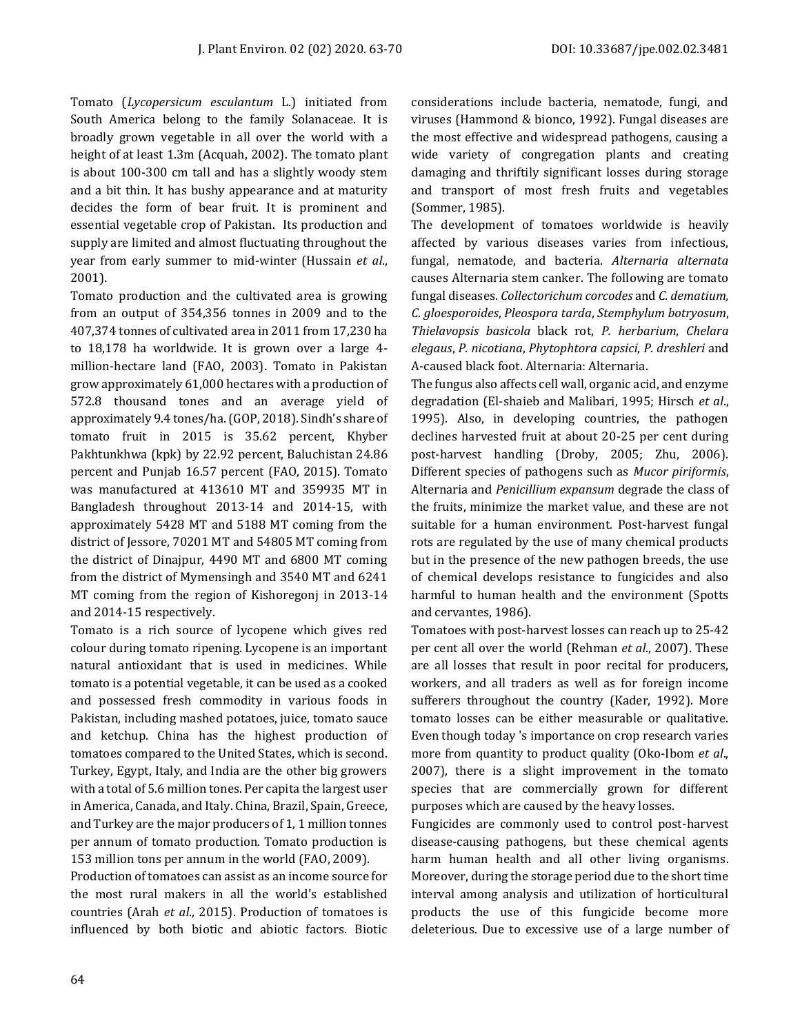Tomato (*Lycopersicum esculantum* L.) initiated from South America belong to the family Solanaceae. It is broadly grown vegetable in all over the world with a height of at least 1.3m (Acquah, 2002). The tomato plant is about 100-300 cm tall and has a slightly woody stem and a bit thin. It has bushy appearance and at maturity decides the form of bear fruit. It is prominent and essential vegetable crop of Pakistan. Its production and supply are limited and almost fluctuating throughout the year from early summer to mid-winter (Hussain *et al*., 2001).

Tomato production and the cultivated area is growing from an output of 354,356 tonnes in 2009 and to the 407,374 tonnes of cultivated area in 2011 from 17,230 ha to 18,178 ha worldwide. It is grown over a large 4-million-hectare land (FAO, 2003). Tomato in Pakistan grow approximately 61,000 hectares with a production of 572.8 thousand tones and an average yield of approximately 9.4 tones/ha. (GOP, 2018). Sindh's share of tomato fruit in 2015 is 35.62 percent, Khyber Pakhtunkhwa (kpk) by 22.92 percent, Baluchistan 24.86 percent and Punjab 16.57 percent (FAO, 2015). Tomato was manufactured at 413610 MT and 359935 MT in Bangladesh throughout 2013-14 and 2014-15, with approximately 5428 MT and 5188 MT coming from the district of Jessore, 70201 MT and 54805 MT coming from the district of Dinajpur, 4490 MT and 6800 MT coming from the district of Mymensingh and 3540 MT and 6241 MT coming from the region of Kishoregonj in 2013-14 and 2014-15 respectively.

Tomato is a rich source of lycopene which gives red colour during tomato ripening. Lycopene is an important natural antioxidant that is used in medicines. While tomato is a potential vegetable, it can be used as a cooked and possessed fresh commodity in various foods in Pakistan, including mashed potatoes, juice, tomato sauce and ketchup. China has the highest production of tomatoes compared to the United States, which is second. Turkey, Egypt, Italy, and India are the other big growers with a total of 5.6 million tones. Per capita the largest user in America, Canada, and Italy. China, Brazil, Spain, Greece, and Turkey are the major producers of 1, 1 million tonnes per annum of tomato production. Tomato production is 153 million tons per annum in the world (FAO, 2009).

Production of tomatoes can assist as an income source for the most rural makers in all the world's established countries (Arah *et al*., 2015). Production of tomatoes is influenced by both biotic and abiotic factors. Biotic considerations include bacteria, nematode, fungi, and viruses (Hammond & bionco, 1992). Fungal diseases are the most effective and widespread pathogens, causing a wide variety of congregation plants and creating damaging and thriftily significant losses during storage and transport of most fresh fruits and vegetables (Sommer, 1985).

The development of tomatoes worldwide is heavily affected by various diseases varies from infectious, fungal, nematode, and bacteria. *Alternaria alternata* causes Alternaria stem canker. The following are tomato fungal diseases. *Collectorichum corcodes* and *C. dematium, C. gloesporoides*, *Pleospora tarda*, *Stemphylum botryosum*, *Thielavopsis basicola* black rot, *P. herbarium*, *Chelara elegaus*, *P. nicotiana*, *Phytophtora capsici*, *P. dreshleri* and A-caused black foot. Alternaria: Alternaria.

The fungus also affects cell wall, organic acid, and enzyme degradation (El-shaieb and Malibari, 1995; Hirsch *et al*., 1995). Also, in developing countries, the pathogen declines harvested fruit at about 20-25 per cent during post-harvest handling (Droby, 2005; Zhu, 2006). Different species of pathogens such as *Mucor piriformis*, Alternaria and *Penicillium expansum* degrade the class of the fruits, minimize the market value, and these are not suitable for a human environment. Post-harvest fungal rots are regulated by the use of many chemical products but in the presence of the new pathogen breeds, the use of chemical develops resistance to fungicides and also harmful to human health and the environment (Spotts and cervantes, 1986).

Tomatoes with post-harvest losses can reach up to 25-42 per cent all over the world (Rehman *et al*., 2007). These are all losses that result in poor recital for producers, workers, and all traders as well as for foreign income sufferers throughout the country (Kader, 1992). More tomato losses can be either measurable or qualitative. Even though today 's importance on crop research varies more from quantity to product quality (Oko-Ibom *et al*., 2007), there is a slight improvement in the tomato species that are commercially grown for different purposes which are caused by the heavy losses.

Fungicides are commonly used to control post-harvest disease-causing pathogens, but these chemical agents harm human health and all other living organisms. Moreover, during the storage period due to the short time interval among analysis and utilization of horticultural products the use of this fungicide become more deleterious. Due to excessive use of a large number of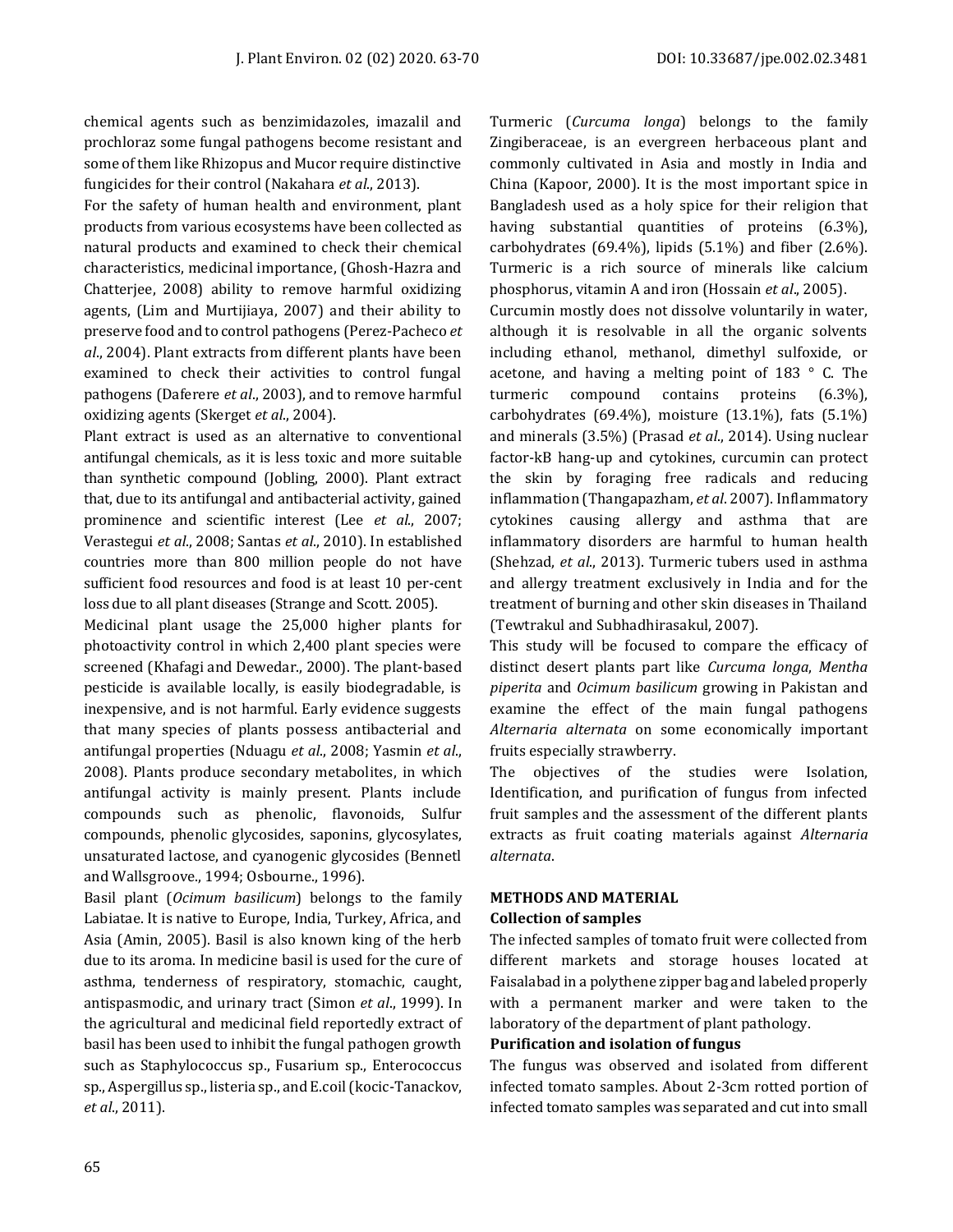chemical agents such as benzimidazoles, imazalil and prochloraz some fungal pathogens become resistant and some of them like Rhizopus and Mucor require distinctive fungicides for their control (Nakahara *et al*., 2013).

For the safety of human health and environment, plant products from various ecosystems have been collected as natural products and examined to check their chemical characteristics, medicinal importance, (Ghosh-Hazra and Chatterjee, 2008) ability to remove harmful oxidizing agents, (Lim and Murtijiaya, 2007) and their ability to preserve food and to control pathogens (Perez-Pacheco *et al*., 2004). Plant extracts from different plants have been examined to check their activities to control fungal pathogens (Daferere *et al*., 2003), and to remove harmful oxidizing agents (Skerget *et al*., 2004).

Plant extract is used as an alternative to conventional antifungal chemicals, as it is less toxic and more suitable than synthetic compound (Jobling, 2000). Plant extract that, due to its antifungal and antibacterial activity, gained prominence and scientific interest (Lee *et al*., 2007; Verastegui *et al*., 2008; Santas *et al*., 2010). In established countries more than 800 million people do not have sufficient food resources and food is at least 10 per-cent loss due to all plant diseases (Strange and Scott. 2005).

Medicinal plant usage the 25,000 higher plants for photoactivity control in which 2,400 plant species were screened (Khafagi and Dewedar., 2000). The plant-based pesticide is available locally, is easily biodegradable, is inexpensive, and is not harmful. Early evidence suggests that many species of plants possess antibacterial and antifungal properties (Nduagu *et al*., 2008; Yasmin *et al*., 2008). Plants produce secondary metabolites, in which antifungal activity is mainly present. Plants include compounds such as phenolic, flavonoids, Sulfur compounds, phenolic glycosides, saponins, glycosylates, unsaturated lactose, and cyanogenic glycosides (Bennetl and Wallsgroove., 1994; Osbourne., 1996).

Basil plant (*Ocimum basilicum*) belongs to the family Labiatae. It is native to Europe, India, Turkey, Africa, and Asia (Amin, 2005). Basil is also known king of the herb due to its aroma. In medicine basil is used for the cure of asthma, tenderness of respiratory, stomachic, caught, antispasmodic, and urinary tract (Simon *et al*., 1999). In the agricultural and medicinal field reportedly extract of basil has been used to inhibit the fungal pathogen growth such as Staphylococcus sp., Fusarium sp., Enterococcus sp., Aspergillus sp., listeria sp., and E.coil (kocic-Tanackov, *et al*., 2011).

Turmeric (*Curcuma longa*) belongs to the family Zingiberaceae, is an evergreen herbaceous plant and commonly cultivated in Asia and mostly in India and China (Kapoor, 2000). It is the most important spice in Bangladesh used as a holy spice for their religion that having substantial quantities of proteins (6.3%), carbohydrates (69.4%), lipids (5.1%) and fiber (2.6%). Turmeric is a rich source of minerals like calcium phosphorus, vitamin A and iron (Hossain *et al*., 2005).

Curcumin mostly does not dissolve voluntarily in water, although it is resolvable in all the organic solvents including ethanol, methanol, dimethyl sulfoxide, or acetone, and having a melting point of 183 ° C. The turmeric compound contains proteins (6.3%), carbohydrates (69.4%), moisture (13.1%), fats (5.1%) and minerals (3.5%) (Prasad *et al*., 2014). Using nuclear factor-kB hang-up and cytokines, curcumin can protect the skin by foraging free radicals and reducing inflammation (Thangapazham, *et al*. 2007). Inflammatory cytokines causing allergy and asthma that are inflammatory disorders are harmful to human health (Shehzad, *et al*., 2013). Turmeric tubers used in asthma and allergy treatment exclusively in India and for the treatment of burning and other skin diseases in Thailand (Tewtrakul and Subhadhirasakul, 2007).

This study will be focused to compare the efficacy of distinct desert plants part like *Curcuma longa*, *Mentha piperita* and *Ocimum basilicum* growing in Pakistan and examine the effect of the main fungal pathogens *Alternaria alternata* on some economically important fruits especially strawberry.

The objectives of the studies were Isolation, Identification, and purification of fungus from infected fruit samples and the assessment of the different plants extracts as fruit coating materials against *Alternaria alternata*.

## METHODS AND MATERIAL

### Collection of samples

The infected samples of tomato fruit were collected from different markets and storage houses located at Faisalabad in a polythene zipper bag and labeled properly with a permanent marker and were taken to the laboratory of the department of plant pathology.

### Purification and isolation of fungus

The fungus was observed and isolated from different infected tomato samples. About 2-3cm rotted portion of infected tomato samples was separated and cut into small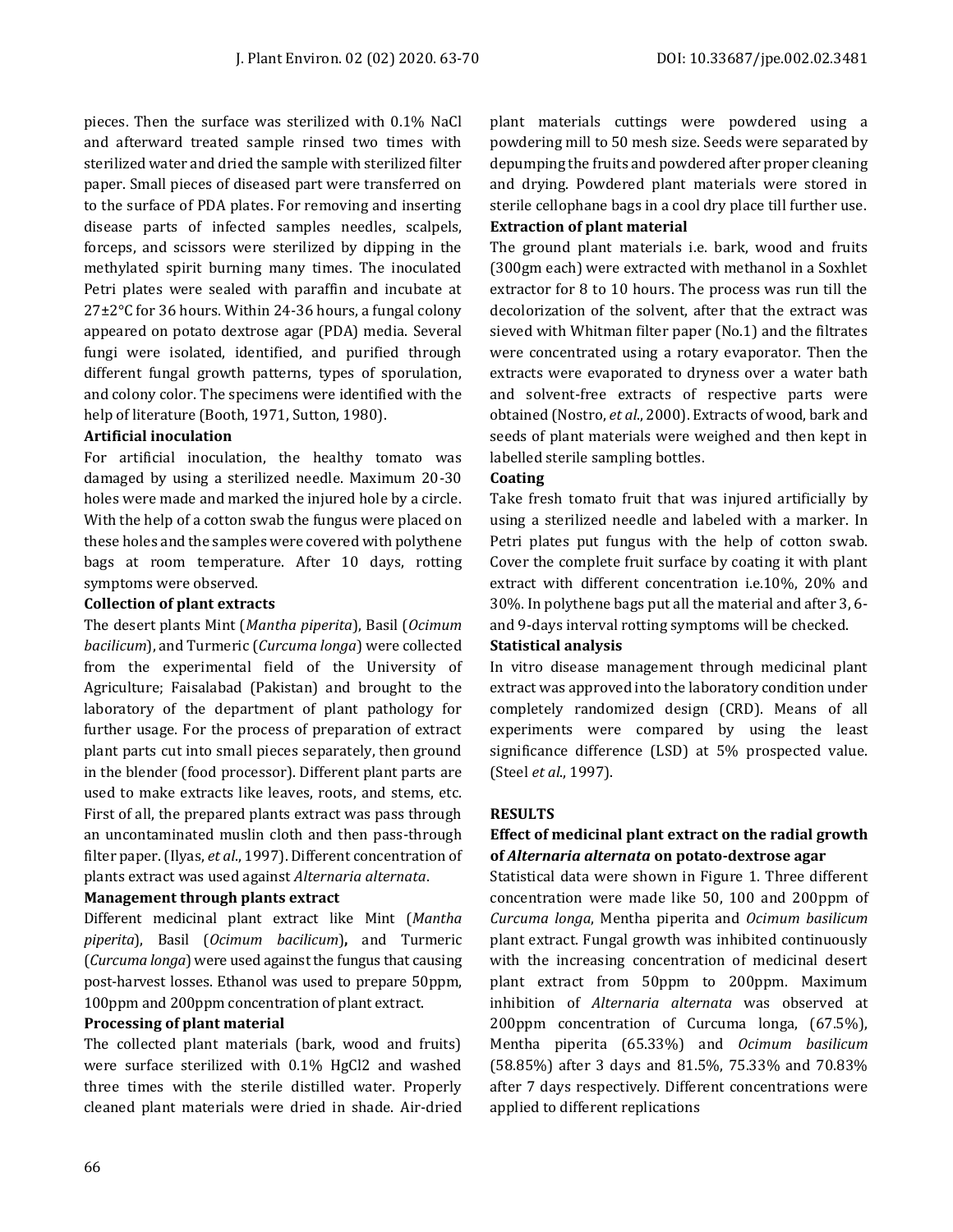pieces. Then the surface was sterilized with 0.1% NaCl and afterward treated sample rinsed two times with sterilized water and dried the sample with sterilized filter paper. Small pieces of diseased part were transferred on to the surface of PDA plates. For removing and inserting disease parts of infected samples needles, scalpels, forceps, and scissors were sterilized by dipping in the methylated spirit burning many times. The inoculated Petri plates were sealed with paraffin and incubate at 27±2°C for 36 hours. Within 24-36 hours, a fungal colony appeared on potato dextrose agar (PDA) media. Several fungi were isolated, identified, and purified through different fungal growth patterns, types of sporulation, and colony color. The specimens were identified with the help of literature (Booth, 1971, Sutton, 1980).

**Artificial inoculation**

For artificial inoculation, the healthy tomato was damaged by using a sterilized needle. Maximum 20-30 holes were made and marked the injured hole by a circle. With the help of a cotton swab the fungus were placed on these holes and the samples were covered with polythene bags at room temperature. After 10 days, rotting symptoms were observed.

**Collection of plant extracts**

The desert plants Mint (*Mantha piperita*), Basil (*Ocimum bacilicum*), and Turmeric (*Curcuma longa*) were collected from the experimental field of the University of Agriculture; Faisalabad (Pakistan) and brought to the laboratory of the department of plant pathology for further usage. For the process of preparation of extract plant parts cut into small pieces separately, then ground in the blender (food processor). Different plant parts are used to make extracts like leaves, roots, and stems, etc. First of all, the prepared plants extract was pass through an uncontaminated muslin cloth and then pass-through filter paper. (Ilyas, *et al*., 1997). Different concentration of plants extract was used against *Alternaria alternata*.

**Management through plants extract**

Different medicinal plant extract like Mint (*Mantha piperita*), Basil (*Ocimum bacilicum*)**,** and Turmeric (*Curcuma longa*) were used against the fungus that causing post-harvest losses. Ethanol was used to prepare 50ppm, 100ppm and 200ppm concentration of plant extract.

**Processing of plant material**

The collected plant materials (bark, wood and fruits) were surface sterilized with 0.1% $HgCl_2$ and washed three times with the sterile distilled water. Properly cleaned plant materials were dried in shade. Air-dried plant materials cuttings were powdered using a powdering mill to 50 mesh size. Seeds were separated by depumping the fruits and powdered after proper cleaning and drying. Powdered plant materials were stored in sterile cellophane bags in a cool dry place till further use.

**Extraction of plant material**

The ground plant materials i.e. bark, wood and fruits (300gm each) were extracted with methanol in a Soxhlet extractor for 8 to 10 hours. The process was run till the decolorization of the solvent, after that the extract was sieved with Whitman filter paper (No.1) and the filtrates were concentrated using a rotary evaporator. Then the extracts were evaporated to dryness over a water bath and solvent-free extracts of respective parts were obtained (Nostro, *et al*., 2000). Extracts of wood, bark and seeds of plant materials were weighed and then kept in labelled sterile sampling bottles.

**Coating**

Take fresh tomato fruit that was injured artificially by using a sterilized needle and labeled with a marker. In Petri plates put fungus with the help of cotton swab. Cover the complete fruit surface by coating it with plant extract with different concentration i.e.10%, 20% and 30%. In polythene bags put all the material and after 3, 6- and 9-days interval rotting symptoms will be checked.

**Statistical analysis**

In vitro disease management through medicinal plant extract was approved into the laboratory condition under completely randomized design (CRD). Means of all experiments were compared by using the least significance difference (LSD) at 5% prospected value. (Steel *et al*., 1997).

## RESULTS

### Effect of medicinal plant extract on the radial growth of *Alternaria alternata* on potato-dextrose agar

Statistical data were shown in Figure 1. Three different concentration were made like 50, 100 and 200ppm of *Curcuma longa*, Mentha piperita and *Ocimum basilicum* plant extract. Fungal growth was inhibited continuously with the increasing concentration of medicinal desert plant extract from 50ppm to 200ppm. Maximum inhibition of *Alternaria alternata* was observed at 200ppm concentration of Curcuma longa, (67.5%), Mentha piperita (65.33%) and *Ocimum basilicum* (58.85%) after 3 days and 81.5%, 75.33% and 70.83% after 7 days respectively. Different concentrations were applied to different replications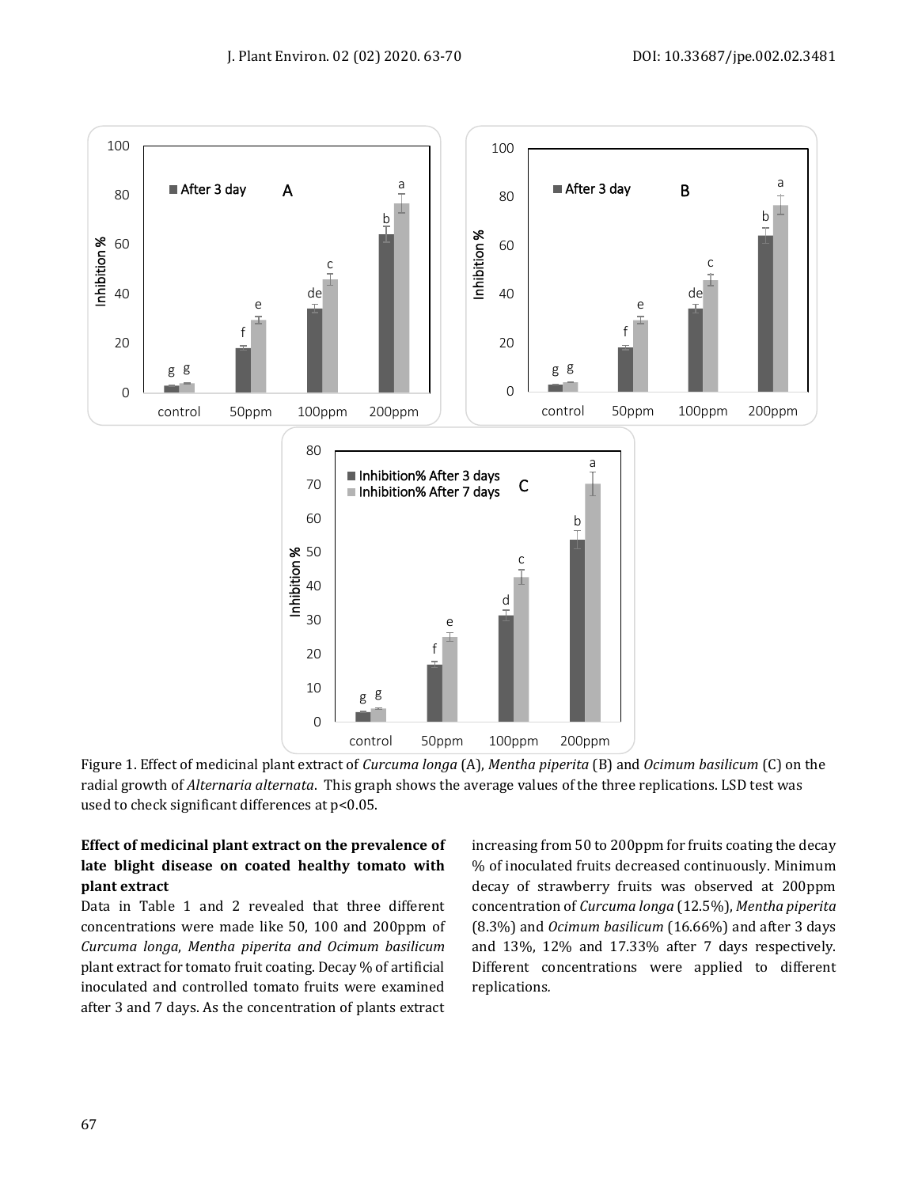Figure 1. Effect of medicinal plant extract of *Curcuma longa* (A), *Mentha piperita* (B) and *Ocimum basilicum* (C) on the radial growth of *Alternaria alternata*. This graph shows the average values of the three replications. LSD test was used to check significant differences at p<0.05.

### Effect of medicinal plant extract on the prevalence of late blight disease on coated healthy tomato with plant extract

Data in Table 1 and 2 revealed that three different concentrations were made like 50, 100 and 200ppm of *Curcuma longa*, *Mentha piperita and Ocimum basilicum* plant extract for tomato fruit coating. Decay % of artificial inoculated and controlled tomato fruits were examined after 3 and 7 days. As the concentration of plants extract increasing from 50 to 200ppm for fruits coating the decay % of inoculated fruits decreased continuously. Minimum decay of strawberry fruits was observed at 200ppm concentration of *Curcuma longa* (12.5%), *Mentha piperita* (8.3%) and *Ocimum basilicum* (16.66%) and after 3 days and 13%, 12% and 17.33% after 7 days respectively. Different concentrations were applied to different replications.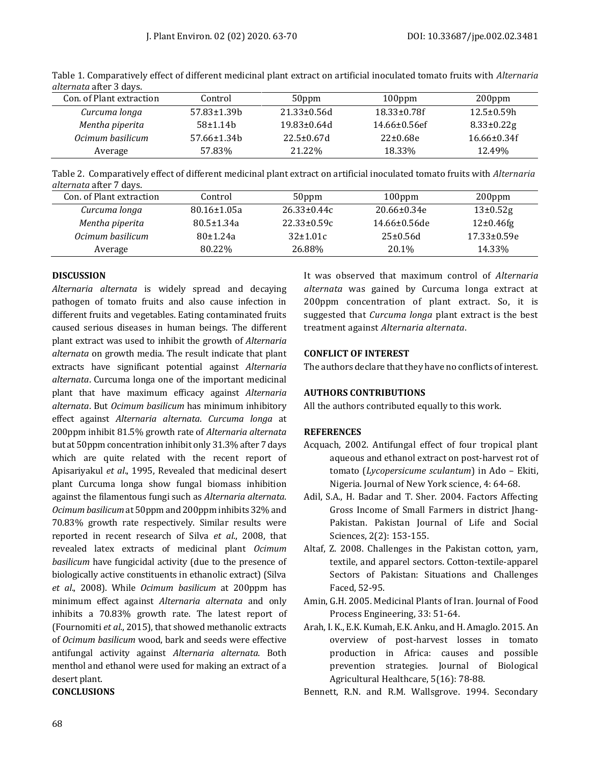Table 1. Comparatively effect of different medicinal plant extract on artificial inoculated tomato fruits with *Alternaria alternata* after 3 days.

| Con. of Plant extraction | Control | 50ppm | 100ppm | 200ppm |
|---|---|---|---|---|
| *Curcuma longa* | 57.83±1.39b | 21.33±0.56d | 18.33±0.78f | 12.5±0.59h |
| *Mentha piperita* | 58±1.14b | 19.83±0.64d | 14.66±0.56ef | 8.33±0.22g |
| *Ocimum basilicum* | 57.66±1.34b | 22.5±0.67d | 22±0.68e | 16.66±0.34f |
| Average | 57.83% | 21.22% | 18.33% | 12.49% |

Table 2. Comparatively effect of different medicinal plant extract on artificial inoculated tomato fruits with *Alternaria alternata* after 7 days.

| Con. of Plant extraction | Control | 50ppm | 100ppm | 200ppm |
|---|---|---|---|---|
| *Curcuma longa* | 80.16±1.05a | 26.33±0.44c | 20.66±0.34e | 13±0.52g |
| *Mentha piperita* | 80.5±1.34a | 22.33±0.59c | 14.66±0.56de | 12±0.46fg |
| *Ocimum basilicum* | 80±1.24a | 32±1.01c | 25±0.56d | 17.33±0.59e |
| Average | 80.22% | 26.88% | 20.1% | 14.33% |

## DISCUSSION

*Alternaria alternata* is widely spread and decaying pathogen of tomato fruits and also cause infection in different fruits and vegetables. Eating contaminated fruits caused serious diseases in human beings. The different plant extract was used to inhibit the growth of *Alternaria alternata* on growth media. The result indicate that plant extracts have significant potential against *Alternaria alternata*. Curcuma longa one of the important medicinal plant that have maximum efficacy against *Alternaria alternata*. But *Ocimum basilicum* has minimum inhibitory effect against *Alternaria alternata*. *Curcuma longa* at 200ppm inhibit 81.5% growth rate of *Alternaria alternata* but at 50ppm concentration inhibit only 31.3% after 7 days which are quite related with the recent report of Apisariyakul *et al*., 1995, Revealed that medicinal desert plant Curcuma longa show fungal biomass inhibition against the filamentous fungi such as *Alternaria alternata*. *Ocimum basilicum* at 50ppm and 200ppm inhibits 32% and 70.83% growth rate respectively. Similar results were reported in recent research of Silva *et al*., 2008, that revealed latex extracts of medicinal plant *Ocimum basilicum* have fungicidal activity (due to the presence of biologically active constituents in ethanolic extract) (Silva *et al*., 2008). While *Ocimum basilicum* at 200ppm has minimum effect against *Alternaria alternata* and only inhibits a 70.83% growth rate. The latest report of (Fournomiti *et al*., 2015), that showed methanolic extracts of *Ocimum basilicum* wood, bark and seeds were effective antifungal activity against *Alternaria alternata*. Both menthol and ethanol were used for making an extract of a desert plant.

## CONCLUSIONS

It was observed that maximum control of *Alternaria alternata* was gained by Curcuma longa extract at 200ppm concentration of plant extract. So, it is suggested that *Curcuma longa* plant extract is the best treatment against *Alternaria alternata*.

## CONFLICT OF INTEREST

The authors declare that they have no conflicts of interest.

## AUTHORS CONTRIBUTIONS

All the authors contributed equally to this work.

## REFERENCES

Acquach, 2002. Antifungal effect of four tropical plant aqueous and ethanol extract on post-harvest rot of tomato (*Lycopersicume sculantum*) in Ado – Ekiti, Nigeria. Journal of New York science, 4: 64-68.

Adil, S.A., H. Badar and T. Sher. 2004. Factors Affecting Gross Income of Small Farmers in district Jhang-Pakistan. Pakistan Journal of Life and Social Sciences, 2(2): 153-155.

Altaf, Z. 2008. Challenges in the Pakistan cotton, yarn, textile, and apparel sectors. Cotton-textile-apparel Sectors of Pakistan: Situations and Challenges Faced, 52-95.

Amin, G.H. 2005. Medicinal Plants of Iran. Journal of Food Process Engineering, 33: 51-64.

Arah, I. K., E.K. Kumah, E.K. Anku, and H. Amaglo. 2015. An overview of post-harvest losses in tomato production in Africa: causes and possible prevention strategies. Journal of Biological Agricultural Healthcare, 5(16): 78-88.

Bennett, R.N. and R.M. Wallsgrove. 1994. Secondary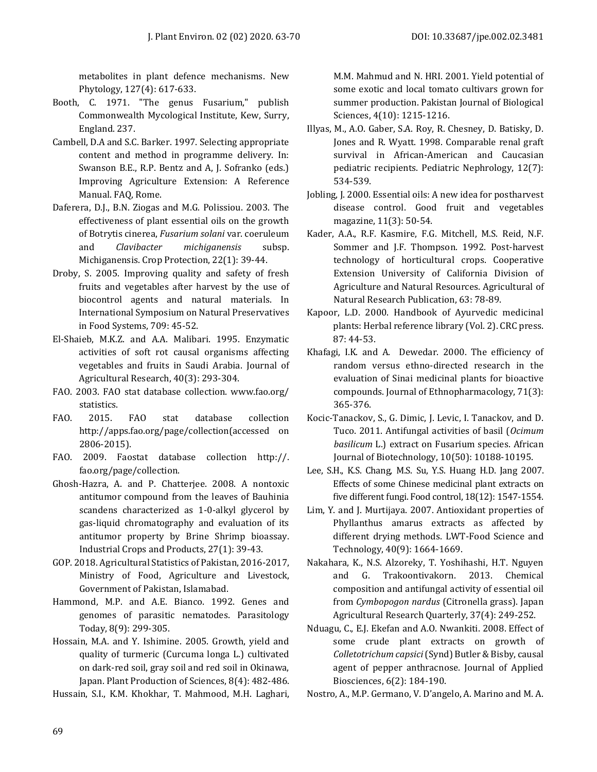metabolites in plant defence mechanisms. New Phytology, 127(4): 617-633.

Booth, C. 1971. "The genus Fusarium," publish Commonwealth Mycological Institute, Kew, Surry, England. 237.

Cambell, D.A and S.C. Barker. 1997. Selecting appropriate content and method in programme delivery. In: Swanson B.E., R.P. Bentz and A, J. Sofranko (eds.) Improving Agriculture Extension: A Reference Manual. FAQ, Rome.

Daferera, D.J., B.N. Ziogas and M.G. Polissiou. 2003. The effectiveness of plant essential oils on the growth of Botrytis cinerea, *Fusarium solani* var. coeruleum and *Clavibacter michiganensis* subsp. Michiganensis. Crop Protection, 22(1): 39-44.

Droby, S. 2005. Improving quality and safety of fresh fruits and vegetables after harvest by the use of biocontrol agents and natural materials. In International Symposium on Natural Preservatives in Food Systems, 709: 45-52.

El-Shaieb, M.K.Z. and A.A. Malibari. 1995. Enzymatic activities of soft rot causal organisms affecting vegetables and fruits in Saudi Arabia. Journal of Agricultural Research, 40(3): 293-304.

FAO. 2003. FAO stat database collection. www.fao.org/ statistics.

FAO. 2015. FAO stat database collection http://apps.fao.org/page/collection(accessed on 2806-2015).

FAO. 2009. Faostat database collection http://. fao.org/page/collection.

Ghosh-Hazra, A. and P. Chatterjee. 2008. A nontoxic antitumor compound from the leaves of Bauhinia scandens characterized as 1-0-alkyl glycerol by gas-liquid chromatography and evaluation of its antitumor property by Brine Shrimp bioassay. Industrial Crops and Products, 27(1): 39-43.

GOP. 2018. Agricultural Statistics of Pakistan, 2016-2017, Ministry of Food, Agriculture and Livestock, Government of Pakistan, Islamabad.

Hammond, M.P. and A.E. Bianco. 1992. Genes and genomes of parasitic nematodes. Parasitology Today, 8(9): 299-305.

Hossain, M.A. and Y. Ishimine. 2005. Growth, yield and quality of turmeric (Curcuma longa L.) cultivated on dark-red soil, gray soil and red soil in Okinawa, Japan. Plant Production of Sciences, 8(4): 482-486.

Hussain, S.I., K.M. Khokhar, T. Mahmood, M.H. Laghari, M.M. Mahmud and N. HRI. 2001. Yield potential of some exotic and local tomato cultivars grown for summer production. Pakistan Journal of Biological Sciences, 4(10): 1215-1216.

Illyas, M., A.O. Gaber, S.A. Roy, R. Chesney, D. Batisky, D. Jones and R. Wyatt. 1998. Comparable renal graft survival in African-American and Caucasian pediatric recipients. Pediatric Nephrology, 12(7): 534-539.

Jobling, J. 2000. Essential oils: A new idea for postharvest disease control. Good fruit and vegetables magazine, 11(3): 50-54.

Kader, A.A., R.F. Kasmire, F.G. Mitchell, M.S. Reid, N.F. Sommer and J.F. Thompson. 1992. Post-harvest technology of horticultural crops. Cooperative Extension University of California Division of Agriculture and Natural Resources. Agricultural of Natural Research Publication, 63: 78-89.

Kapoor, L.D. 2000. Handbook of Ayurvedic medicinal plants: Herbal reference library (Vol. 2). CRC press. 87: 44-53.

Khafagi, I.K. and A. Dewedar. 2000. The efficiency of random versus ethno-directed research in the evaluation of Sinai medicinal plants for bioactive compounds. Journal of Ethnopharmacology, 71(3): 365-376.

Kocic-Tanackov, S., G. Dimic, J. Levic, I. Tanackov, and D. Tuco. 2011. Antifungal activities of basil (*Ocimum basilicum* L.) extract on Fusarium species. African Journal of Biotechnology, 10(50): 10188-10195.

Lee, S.H., K.S. Chang, M.S. Su, Y.S. Huang H.D. Jang 2007. Effects of some Chinese medicinal plant extracts on five different fungi. Food control, 18(12): 1547-1554.

Lim, Y. and J. Murtijaya. 2007. Antioxidant properties of Phyllanthus amarus extracts as affected by different drying methods. LWT-Food Science and Technology, 40(9): 1664-1669.

Nakahara, K., N.S. Alzoreky, T. Yoshihashi, H.T. Nguyen and G. Trakoontivakorn. 2013. Chemical composition and antifungal activity of essential oil from *Cymbopogon nardus* (Citronella grass). Japan Agricultural Research Quarterly, 37(4): 249-252.

Nduagu, C., E.J. Ekefan and A.O. Nwankiti. 2008. Effect of some crude plant extracts on growth of *Colletotrichum capsici* (Synd) Butler & Bisby, causal agent of pepper anthracnose. Journal of Applied Biosciences, 6(2): 184-190.

Nostro, A., M.P. Germano, V. D'angelo, A. Marino and M. A.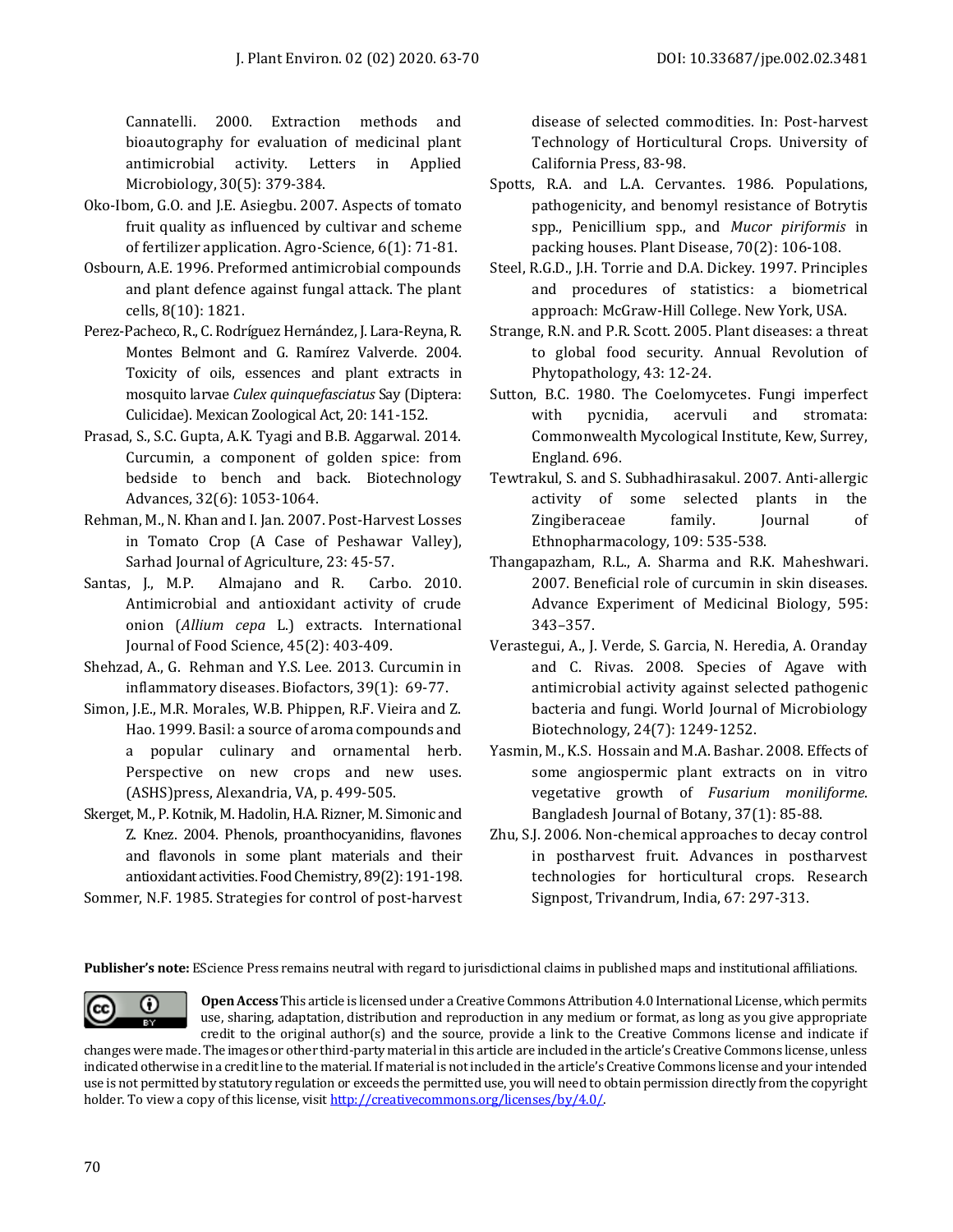Cannatelli. 2000. Extraction methods and bioautography for evaluation of medicinal plant antimicrobial activity. Letters in Applied Microbiology, 30(5): 379-384.

Oko-Ibom, G.O. and J.E. Asiegbu. 2007. Aspects of tomato fruit quality as influenced by cultivar and scheme of fertilizer application. Agro-Science, 6(1): 71-81.

Osbourn, A.E. 1996. Preformed antimicrobial compounds and plant defence against fungal attack. The plant cells, 8(10): 1821.

Perez-Pacheco, R., C. Rodríguez Hernández, J. Lara-Reyna, R. Montes Belmont and G. Ramírez Valverde. 2004. Toxicity of oils, essences and plant extracts in mosquito larvae *Culex quinquefasciatus* Say (Diptera: Culicidae). Mexican Zoological Act, 20: 141-152.

Prasad, S., S.C. Gupta, A.K. Tyagi and B.B. Aggarwal. 2014. Curcumin, a component of golden spice: from bedside to bench and back. Biotechnology Advances, 32(6): 1053-1064.

Rehman, M., N. Khan and I. Jan. 2007. Post-Harvest Losses in Tomato Crop (A Case of Peshawar Valley), Sarhad Journal of Agriculture, 23: 45-57.

Santas, J., M.P. Almajano and R. Carbo. 2010. Antimicrobial and antioxidant activity of crude onion (*Allium cepa* L.) extracts. International Journal of Food Science, 45(2): 403-409.

Shehzad, A., G. Rehman and Y.S. Lee. 2013. Curcumin in inflammatory diseases. Biofactors, 39(1): 69-77.

Simon, J.E., M.R. Morales, W.B. Phippen, R.F. Vieira and Z. Hao. 1999. Basil: a source of aroma compounds and a popular culinary and ornamental herb. Perspective on new crops and new uses. (ASHS)press, Alexandria, VA, p. 499-505.

Skerget, M., P. Kotnik, M. Hadolin, H.A. Rizner, M. Simonic and Z. Knez. 2004. Phenols, proanthocyanidins, flavones and flavonols in some plant materials and their antioxidant activities. Food Chemistry, 89(2): 191-198.

Sommer, N.F. 1985. Strategies for control of post-harvest disease of selected commodities. In: Post-harvest Technology of Horticultural Crops. University of California Press, 83-98.

Spotts, R.A. and L.A. Cervantes. 1986. Populations, pathogenicity, and benomyl resistance of Botrytis spp., Penicillium spp., and *Mucor piriformis* in packing houses. Plant Disease, 70(2): 106-108.

Steel, R.G.D., J.H. Torrie and D.A. Dickey. 1997. Principles and procedures of statistics: a biometrical approach: McGraw-Hill College. New York, USA.

Strange, R.N. and P.R. Scott. 2005. Plant diseases: a threat to global food security. Annual Revolution of Phytopathology, 43: 12-24.

Sutton, B.C. 1980. The Coelomycetes. Fungi imperfect with pycnidia, acervuli and stromata: Commonwealth Mycological Institute, Kew, Surrey, England. 696.

Tewtrakul, S. and S. Subhadhirasakul. 2007. Anti-allergic activity of some selected plants in the Zingiberaceae family. Journal of Ethnopharmacology, 109: 535-538.

Thangapazham, R.L., A. Sharma and R.K. Maheshwari. 2007. Beneficial role of curcumin in skin diseases. Advance Experiment of Medicinal Biology, 595: 343–357.

Verastegui, A., J. Verde, S. Garcia, N. Heredia, A. Oranday and C. Rivas. 2008. Species of Agave with antimicrobial activity against selected pathogenic bacteria and fungi. World Journal of Microbiology Biotechnology, 24(7): 1249-1252.

Yasmin, M., K.S. Hossain and M.A. Bashar. 2008. Effects of some angiospermic plant extracts on in vitro vegetative growth of *Fusarium moniliforme*. Bangladesh Journal of Botany, 37(1): 85-88.

Zhu, S.J. 2006. Non-chemical approaches to decay control in postharvest fruit. Advances in postharvest technologies for horticultural crops. Research Signpost, Trivandrum, India, 67: 297-313.

**Publisher's note:** EScience Press remains neutral with regard to jurisdictional claims in published maps and institutional affiliations.

**Open Access** This article is licensed under a Creative Commons Attribution 4.0 International License, which permits use, sharing, adaptation, distribution and reproduction in any medium or format, as long as you give appropriate credit to the original author(s) and the source, provide a link to the Creative Commons license and indicate if changes were made. The images or other third-party material in this article are included in the article's Creative Commons license, unless indicated otherwise in a credit line to the material. If material is not included in the article's Creative Commons license and your intended use is not permitted by statutory regulation or exceeds the permitted use, you will need to obtain permission directly from the copyright holder. To view a copy of this license, visit http://creativecommons.org/licenses/by/4.0/.